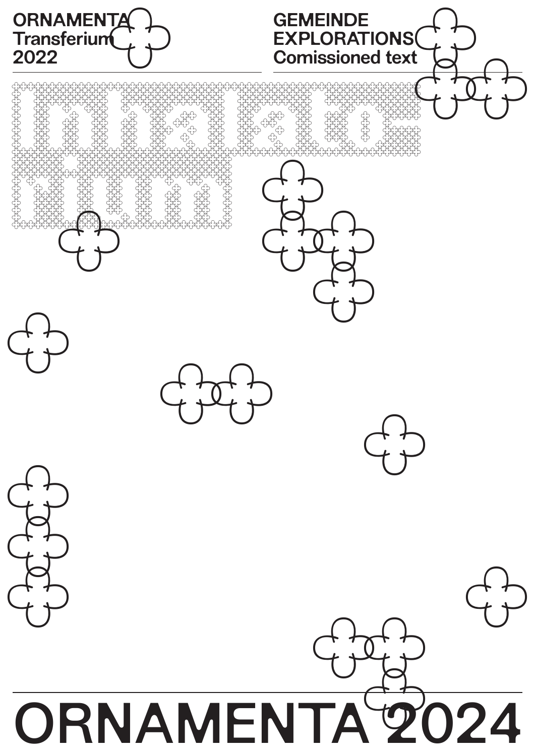ORNAMENTA
Transferium
2022

GEMEINDE
EXPLORATIONS
Comissioned text

# ORNAMENTA 2024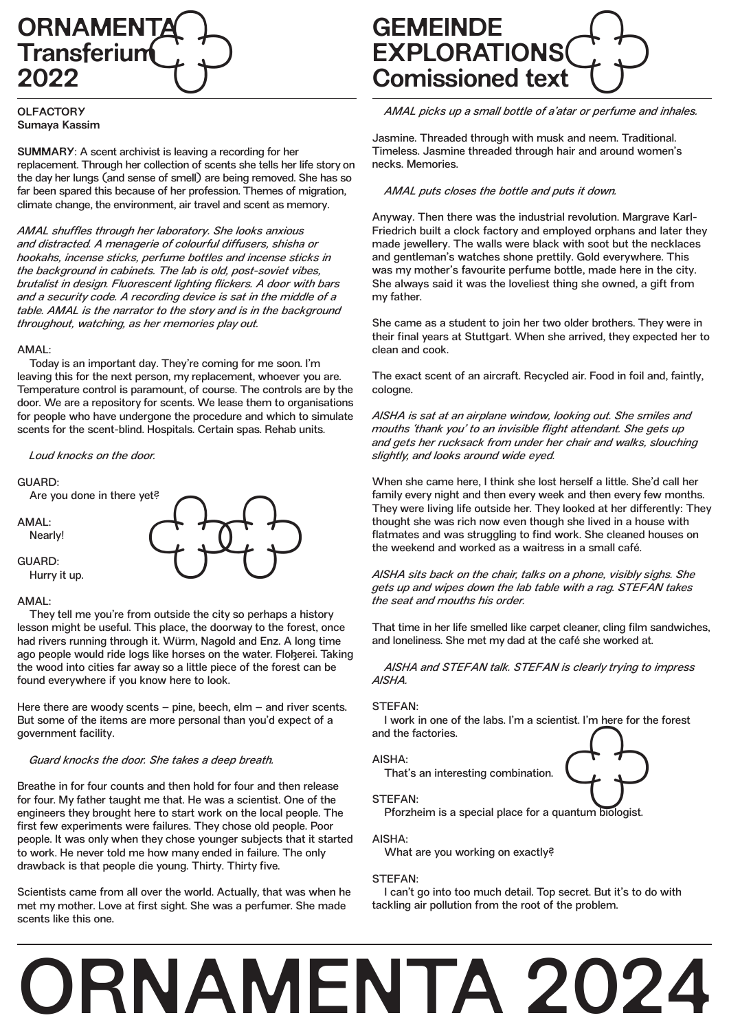# ORNAMENTA Transferium 2022

**OLFACTORY**
**Sumaya Kassim**

**SUMMARY**: A scent archivist is leaving a recording for her replacement. Through her collection of scents she tells her life story on the day her lungs (and sense of smell) are being removed. She has so far been spared this because of her profession. Themes of migration, climate change, the environment, air travel and scent as memory.

*AMAL shuffles through her laboratory. She looks anxious and distracted. A menagerie of colourful diffusers, shisha or hookahs, incense sticks, perfume bottles and incense sticks in the background in cabinets. The lab is old, post-soviet vibes, brutalist in design. Fluorescent lighting flickers. A door with bars and a security code. A recording device is sat in the middle of a table. AMAL is the narrator to the story and is in the background throughout, watching, as her memories play out.*

AMAL:
Today is an important day. They're coming for me soon. I'm leaving this for the next person, my replacement, whoever you are. Temperature control is paramount, of course. The controls are by the door. We are a repository for scents. We lease them to organisations for people who have undergone the procedure and which to simulate scents for the scent-blind. Hospitals. Certain spas. Rehab units.

*Loud knocks on the door.*

GUARD:
Are you done in there yet?

AMAL:
Nearly!

GUARD:
Hurry it up.

AMAL:
They tell me you're from outside the city so perhaps a history lesson might be useful. This place, the doorway to the forest, once had rivers running through it. Würm, Nagold and Enz. A long time ago people would ride logs like horses on the water. Floßerei. Taking the wood into cities far away so a little piece of the forest can be found everywhere if you know here to look.

Here there are woody scents – pine, beech, elm – and river scents. But some of the items are more personal than you'd expect of a government facility.

*Guard knocks the door. She takes a deep breath.*

Breathe in for four counts and then hold for four and then release for four. My father taught me that. He was a scientist. One of the engineers they brought here to start work on the local people. The first few experiments were failures. They chose old people. Poor people. It was only when they chose younger subjects that it started to work. He never told me how many ended in failure. The only drawback is that people die young. Thirty. Thirty five.

Scientists came from all over the world. Actually, that was when he met my mother. Love at first sight. She was a perfumer. She made scents like this one.

# GEMEINDE EXPLORATIONS Comissioned text

*AMAL picks up a small bottle of a'atar or perfume and inhales.*

Jasmine. Threaded through with musk and neem. Traditional. Timeless. Jasmine threaded through hair and around women's necks. Memories.

*AMAL puts closes the bottle and puts it down.*

Anyway. Then there was the industrial revolution. Margrave Karl-Friedrich built a clock factory and employed orphans and later they made jewellery. The walls were black with soot but the necklaces and gentleman's watches shone prettily. Gold everywhere. This was my mother's favourite perfume bottle, made here in the city. She always said it was the loveliest thing she owned, a gift from my father.

She came as a student to join her two older brothers. They were in their final years at Stuttgart. When she arrived, they expected her to clean and cook.

The exact scent of an aircraft. Recycled air. Food in foil and, faintly, cologne.

*AISHA is sat at an airplane window, looking out. She smiles and mouths 'thank you' to an invisible flight attendant. She gets up and gets her rucksack from under her chair and walks, slouching slightly, and looks around wide eyed.*

When she came here, I think she lost herself a little. She'd call her family every night and then every week and then every few months. They were living life outside her. They looked at her differently: They thought she was rich now even though she lived in a house with flatmates and was struggling to find work. She cleaned houses on the weekend and worked as a waitress in a small café.

*AISHA sits back on the chair, talks on a phone, visibly sighs. She gets up and wipes down the lab table with a rag. STEFAN takes the seat and mouths his order.*

That time in her life smelled like carpet cleaner, cling film sandwiches, and loneliness. She met my dad at the café she worked at.

*AISHA and STEFAN talk. STEFAN is clearly trying to impress AISHA.*

STEFAN:
I work in one of the labs. I'm a scientist. I'm here for the forest and the factories.

AISHA:
That's an interesting combination.

STEFAN:
Pforzheim is a special place for a quantum biologist.

AISHA:
What are you working on exactly?

STEFAN:
I can't go into too much detail. Top secret. But it's to do with tackling air pollution from the root of the problem.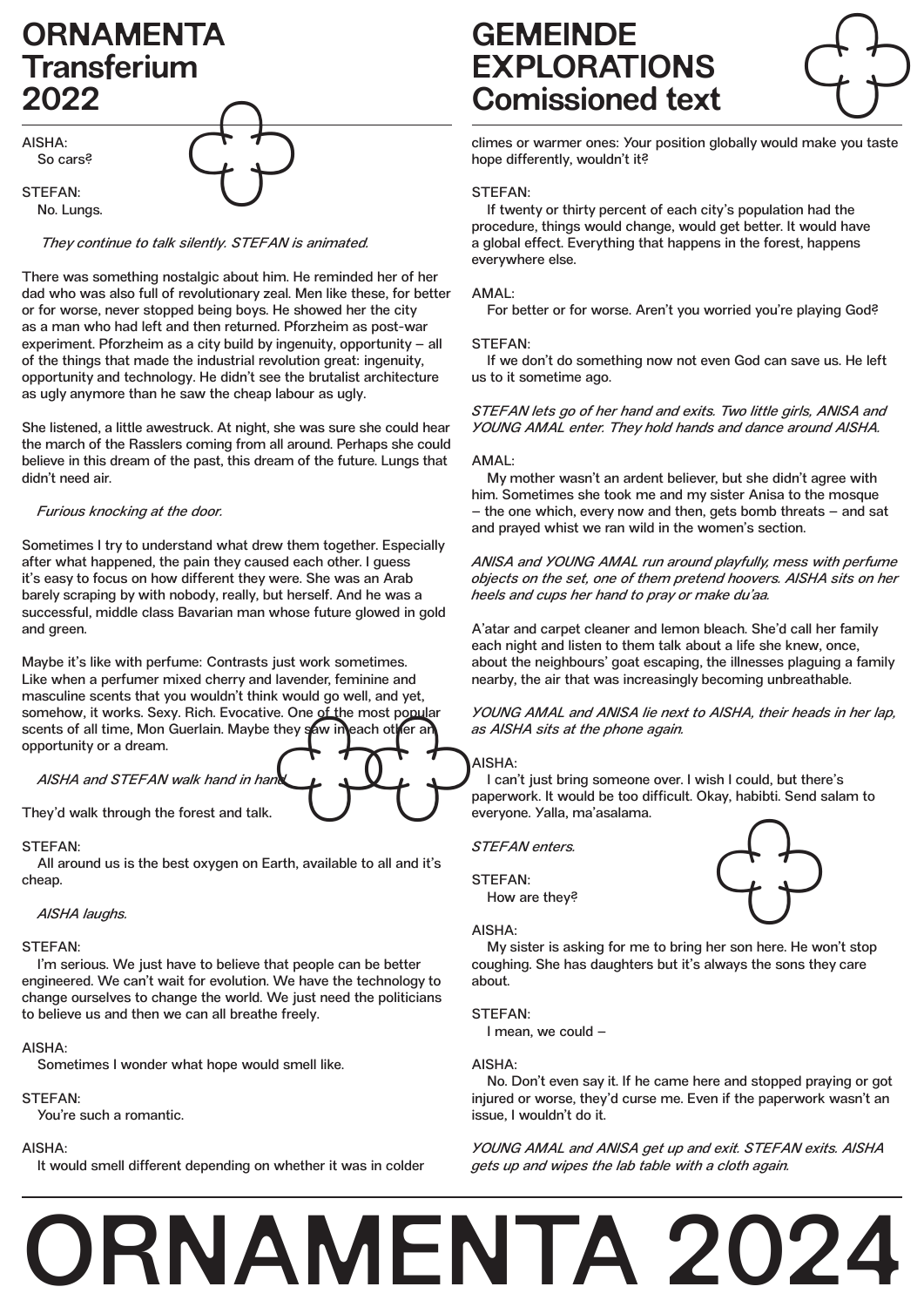AISHA:
So cars?

STEFAN:
No. Lungs.

*They continue to talk silently. STEFAN is animated.*

There was something nostalgic about him. He reminded her of her dad who was also full of revolutionary zeal. Men like these, for better or for worse, never stopped being boys. He showed her the city as a man who had left and then returned. Pforzheim as post-war experiment. Pforzheim as a city build by ingenuity, opportunity – all of the things that made the industrial revolution great: ingenuity, opportunity and technology. He didn't see the brutalist architecture as ugly anymore than he saw the cheap labour as ugly.

She listened, a little awestruck. At night, she was sure she could hear the march of the Rasslers coming from all around. Perhaps she could believe in this dream of the past, this dream of the future. Lungs that didn't need air.

*Furious knocking at the door.*

Sometimes I try to understand what drew them together. Especially after what happened, the pain they caused each other. I guess it's easy to focus on how different they were. She was an Arab barely scraping by with nobody, really, but herself. And he was a successful, middle class Bavarian man whose future glowed in gold and green.

Maybe it's like with perfume: Contrasts just work sometimes. Like when a perfumer mixed cherry and lavender, feminine and masculine scents that you wouldn't think would go well, and yet, somehow, it works. Sexy. Rich. Evocative. One of the most popular scents of all time, Mon Guerlain. Maybe they saw in each other an opportunity or a dream.

*AISHA and STEFAN walk hand in hand.*

They'd walk through the forest and talk.

STEFAN:
All around us is the best oxygen on Earth, available to all and it's cheap.

*AISHA laughs.*

STEFAN:
I'm serious. We just have to believe that people can be better engineered. We can't wait for evolution. We have the technology to change ourselves to change the world. We just need the politicians to believe us and then we can all breathe freely.

AISHA:
Sometimes I wonder what hope would smell like.

STEFAN:
You're such a romantic.

AISHA:
It would smell different depending on whether it was in colder climes or warmer ones: Your position globally would make you taste hope differently, wouldn't it?

STEFAN:
If twenty or thirty percent of each city's population had the procedure, things would change, would get better. It would have a global effect. Everything that happens in the forest, happens everywhere else.

AMAL:
For better or for worse. Aren't you worried you're playing God?

STEFAN:
If we don't do something now not even God can save us. He left us to it sometime ago.

*STEFAN lets go of her hand and exits. Two little girls, ANISA and YOUNG AMAL enter. They hold hands and dance around AISHA.*

AMAL:
My mother wasn't an ardent believer, but she didn't agree with him. Sometimes she took me and my sister Anisa to the mosque – the one which, every now and then, gets bomb threats – and sat and prayed whist we ran wild in the women's section.

*ANISA and YOUNG AMAL run around playfully, mess with perfume objects on the set, one of them pretend hoovers. AISHA sits on her heels and cups her hand to pray or make du'aa.*

A'atar and carpet cleaner and lemon bleach. She'd call her family each night and listen to them talk about a life she knew, once, about the neighbours' goat escaping, the illnesses plaguing a family nearby, the air that was increasingly becoming unbreathable.

*YOUNG AMAL and ANISA lie next to AISHA, their heads in her lap, as AISHA sits at the phone again.*

AISHA:
I can't just bring someone over. I wish I could, but there's paperwork. It would be too difficult. Okay, habibti. Send salam to everyone. Yalla, ma'asalama.

*STEFAN enters.*

STEFAN:
How are they?

AISHA:
My sister is asking for me to bring her son here. He won't stop coughing. She has daughters but it's always the sons they care about.

STEFAN:
I mean, we could –

AISHA:
No. Don't even say it. If he came here and stopped praying or got injured or worse, they'd curse me. Even if the paperwork wasn't an issue, I wouldn't do it.

*YOUNG AMAL and ANISA get up and exit. STEFAN exits. AISHA gets up and wipes the lab table with a cloth again.*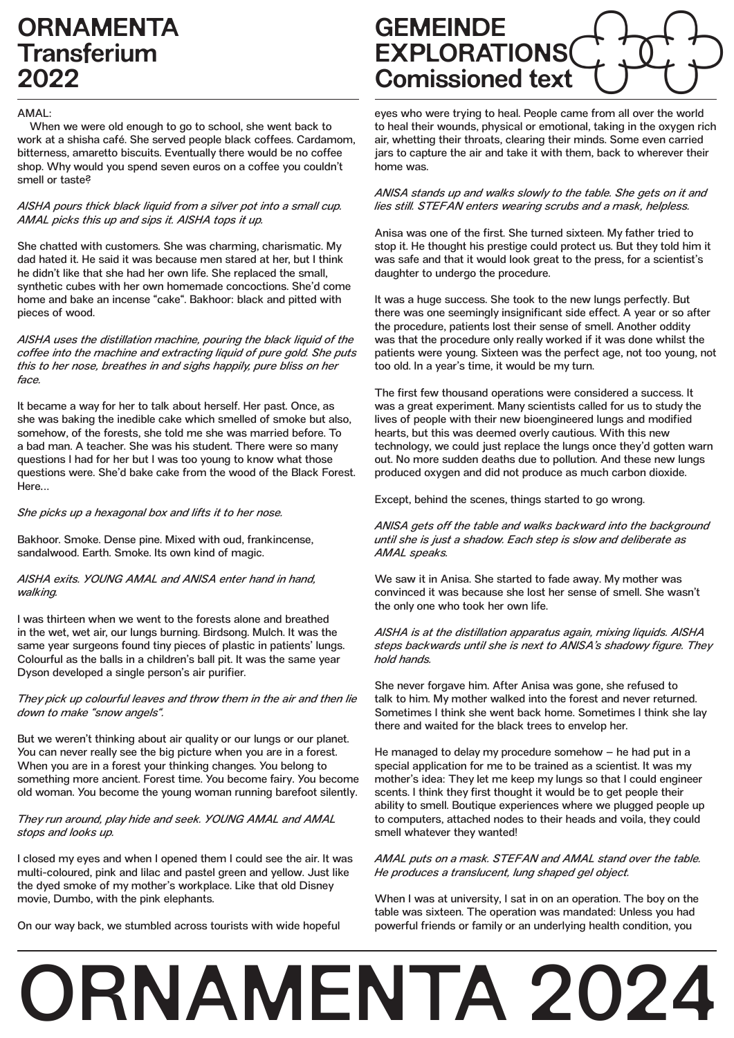# ORNAMENTA Transferium 2022

# GEMEINDE EXPLORATIONS Comissioned text

AMAL:
When we were old enough to go to school, she went back to work at a shisha café. She served people black coffees. Cardamom, bitterness, amaretto biscuits. Eventually there would be no coffee shop. Why would you spend seven euros on a coffee you couldn't smell or taste?

*AISHA pours thick black liquid from a silver pot into a small cup. AMAL picks this up and sips it. AISHA tops it up.*

She chatted with customers. She was charming, charismatic. My dad hated it. He said it was because men stared at her, but I think he didn't like that she had her own life. She replaced the small, synthetic cubes with her own homemade concoctions. She'd come home and bake an incense "cake". Bakhoor: black and pitted with pieces of wood.

*AISHA uses the distillation machine, pouring the black liquid of the coffee into the machine and extracting liquid of pure gold. She puts this to her nose, breathes in and sighs happily, pure bliss on her face.*

It became a way for her to talk about herself. Her past. Once, as she was baking the inedible cake which smelled of smoke but also, somehow, of the forests, she told me she was married before. To a bad man. A teacher. She was his student. There were so many questions I had for her but I was too young to know what those questions were. She'd bake cake from the wood of the Black Forest. Here…

*She picks up a hexagonal box and lifts it to her nose.*

Bakhoor. Smoke. Dense pine. Mixed with oud, frankincense, sandalwood. Earth. Smoke. Its own kind of magic.

*AISHA exits. YOUNG AMAL and ANISA enter hand in hand, walking.*

I was thirteen when we went to the forests alone and breathed in the wet, wet air, our lungs burning. Birdsong. Mulch. It was the same year surgeons found tiny pieces of plastic in patients' lungs. Colourful as the balls in a children's ball pit. It was the same year Dyson developed a single person's air purifier.

*They pick up colourful leaves and throw them in the air and then lie down to make "snow angels".*

But we weren't thinking about air quality or our lungs or our planet. You can never really see the big picture when you are in a forest. When you are in a forest your thinking changes. You belong to something more ancient. Forest time. You become fairy. You become old woman. You become the young woman running barefoot silently.

*They run around, play hide and seek. YOUNG AMAL and AMAL stops and looks up.*

I closed my eyes and when I opened them I could see the air. It was multi-coloured, pink and lilac and pastel green and yellow. Just like the dyed smoke of my mother's workplace. Like that old Disney movie, Dumbo, with the pink elephants.

On our way back, we stumbled across tourists with wide hopeful eyes who were trying to heal. People came from all over the world to heal their wounds, physical or emotional, taking in the oxygen rich air, whetting their throats, clearing their minds. Some even carried jars to capture the air and take it with them, back to wherever their home was.

*ANISA stands up and walks slowly to the table. She gets on it and lies still. STEFAN enters wearing scrubs and a mask, helpless.*

Anisa was one of the first. She turned sixteen. My father tried to stop it. He thought his prestige could protect us. But they told him it was safe and that it would look great to the press, for a scientist's daughter to undergo the procedure.

It was a huge success. She took to the new lungs perfectly. But there was one seemingly insignificant side effect. A year or so after the procedure, patients lost their sense of smell. Another oddity was that the procedure only really worked if it was done whilst the patients were young. Sixteen was the perfect age, not too young, not too old. In a year's time, it would be my turn.

The first few thousand operations were considered a success. It was a great experiment. Many scientists called for us to study the lives of people with their new bioengineered lungs and modified hearts, but this was deemed overly cautious. With this new technology, we could just replace the lungs once they'd gotten warn out. No more sudden deaths due to pollution. And these new lungs produced oxygen and did not produce as much carbon dioxide.

Except, behind the scenes, things started to go wrong.

*ANISA gets off the table and walks backward into the background until she is just a shadow. Each step is slow and deliberate as AMAL speaks.*

We saw it in Anisa. She started to fade away. My mother was convinced it was because she lost her sense of smell. She wasn't the only one who took her own life.

*AISHA is at the distillation apparatus again, mixing liquids. AISHA steps backwards until she is next to ANISA's shadowy figure. They hold hands.*

She never forgave him. After Anisa was gone, she refused to talk to him. My mother walked into the forest and never returned. Sometimes I think she went back home. Sometimes I think she lay there and waited for the black trees to envelop her.

He managed to delay my procedure somehow – he had put in a special application for me to be trained as a scientist. It was my mother's idea: They let me keep my lungs so that I could engineer scents. I think they first thought it would be to get people their ability to smell. Boutique experiences where we plugged people up to computers, attached nodes to their heads and voila, they could smell whatever they wanted!

*AMAL puts on a mask. STEFAN and AMAL stand over the table. He produces a translucent, lung shaped gel object.*

When I was at university, I sat in on an operation. The boy on the table was sixteen. The operation was mandated: Unless you had powerful friends or family or an underlying health condition, you

# ORNAMENTA 2024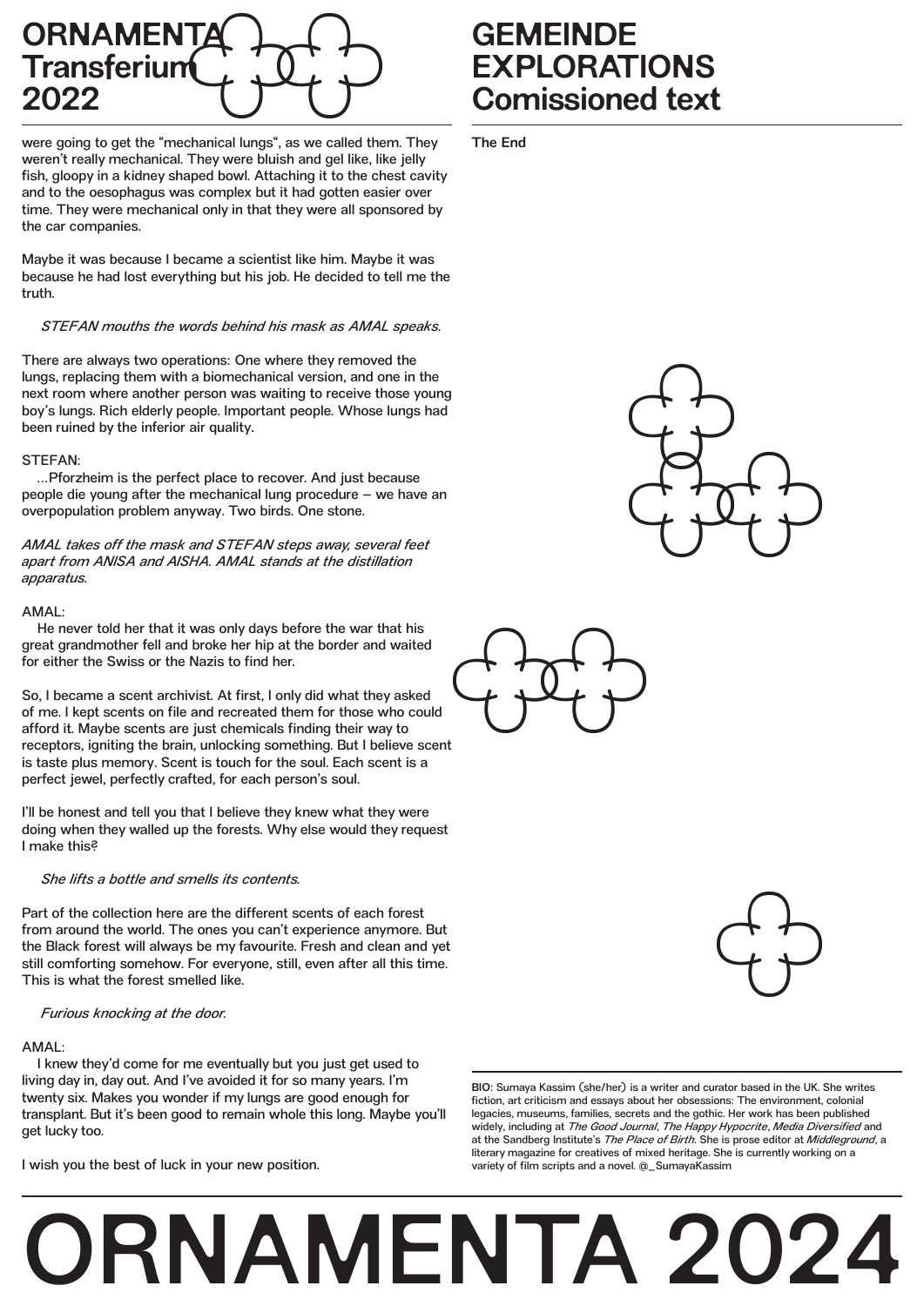were going to get the "mechanical lungs", as we called them. They weren't really mechanical. They were bluish and gel like, like jelly fish, gloopy in a kidney shaped bowl. Attaching it to the chest cavity and to the oesophagus was complex but it had gotten easier over time. They were mechanical only in that they were all sponsored by the car companies.

Maybe it was because I became a scientist like him. Maybe it was because he had lost everything but his job. He decided to tell me the truth.

*STEFAN mouths the words behind his mask as AMAL speaks.*

There are always two operations: One where they removed the lungs, replacing them with a biomechanical version, and one in the next room where another person was waiting to receive those young boy's lungs. Rich elderly people. Important people. Whose lungs had been ruined by the inferior air quality.

STEFAN:
…Pforzheim is the perfect place to recover. And just because people die young after the mechanical lung procedure – we have an overpopulation problem anyway. Two birds. One stone.

*AMAL takes off the mask and STEFAN steps away, several feet apart from ANISA and AISHA. AMAL stands at the distillation apparatus.*

AMAL:
He never told her that it was only days before the war that his great grandmother fell and broke her hip at the border and waited for either the Swiss or the Nazis to find her.

So, I became a scent archivist. At first, I only did what they asked of me. I kept scents on file and recreated them for those who could afford it. Maybe scents are just chemicals finding their way to receptors, igniting the brain, unlocking something. But I believe scent is taste plus memory. Scent is touch for the soul. Each scent is a perfect jewel, perfectly crafted, for each person's soul.

I'll be honest and tell you that I believe they knew what they were doing when they walled up the forests. Why else would they request I make this?

*She lifts a bottle and smells its contents.*

Part of the collection here are the different scents of each forest from around the world. The ones you can't experience anymore. But the Black forest will always be my favourite. Fresh and clean and yet still comforting somehow. For everyone, still, even after all this time. This is what the forest smelled like.

*Furious knocking at the door.*

AMAL:
I knew they'd come for me eventually but you just get used to living day in, day out. And I've avoided it for so many years. I'm twenty six. Makes you wonder if my lungs are good enough for transplant. But it's been good to remain whole this long. Maybe you'll get lucky too.

I wish you the best of luck in your new position.

**The End**

**BIO**: Sumaya Kassim (she/her) is a writer and curator based in the UK. She writes fiction, art criticism and essays about her obsessions: The environment, colonial legacies, museums, families, secrets and the gothic. Her work has been published widely, including at *The Good Journal*, *The Happy Hypocrite*, *Media Diversified* and at the Sandberg Institute's *The Place of Birth*. She is prose editor at *Middleground*, a literary magazine for creatives of mixed heritage. She is currently working on a variety of film scripts and a novel. @_SumayaKassim